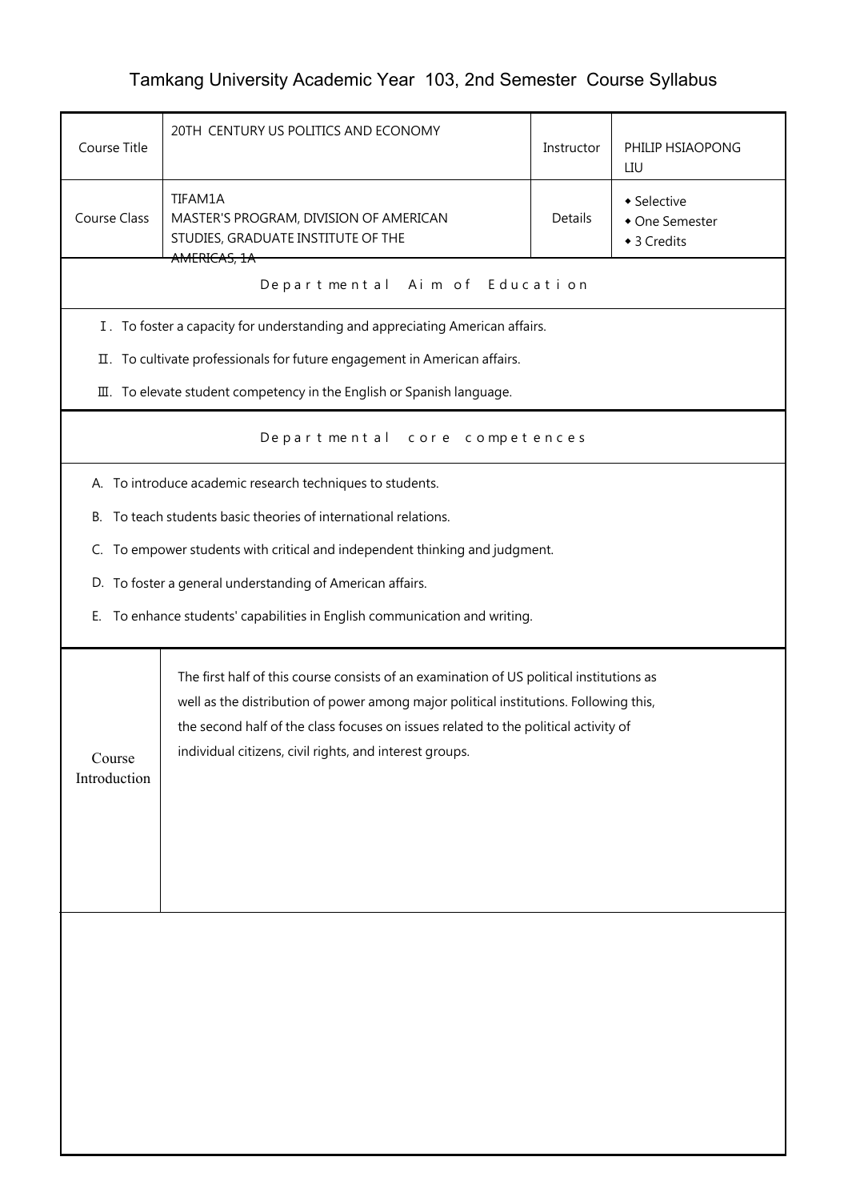# Tamkang University Academic Year 103, 2nd Semester Course Syllabus

| Course Title | 20TH CENTURY US POLITICS AND ECONOMY | Instructor | PHILIP HSIAOPONG LIU |
|---|---|---|---|
| Course Class | TIFAM1A<br>MASTER'S PROGRAM, DIVISION OF AMERICAN STUDIES, GRADUATE INSTITUTE OF THE AMERICAS, 1A | Details | ◆ Selective<br>◆ One Semester<br>◆ 3 Credits |

## Departmental Aim of Education

Ⅰ. To foster a capacity for understanding and appreciating American affairs.

Ⅱ. To cultivate professionals for future engagement in American affairs.

Ⅲ. To elevate student competency in the English or Spanish language.

## Departmental core competences

A. To introduce academic research techniques to students.

B. To teach students basic theories of international relations.

C. To empower students with critical and independent thinking and judgment.

D. To foster a general understanding of American affairs.

E. To enhance students' capabilities in English communication and writing.

## Course Introduction

The first half of this course consists of an examination of US political institutions as well as the distribution of power among major political institutions. Following this, the second half of the class focuses on issues related to the political activity of individual citizens, civil rights, and interest groups.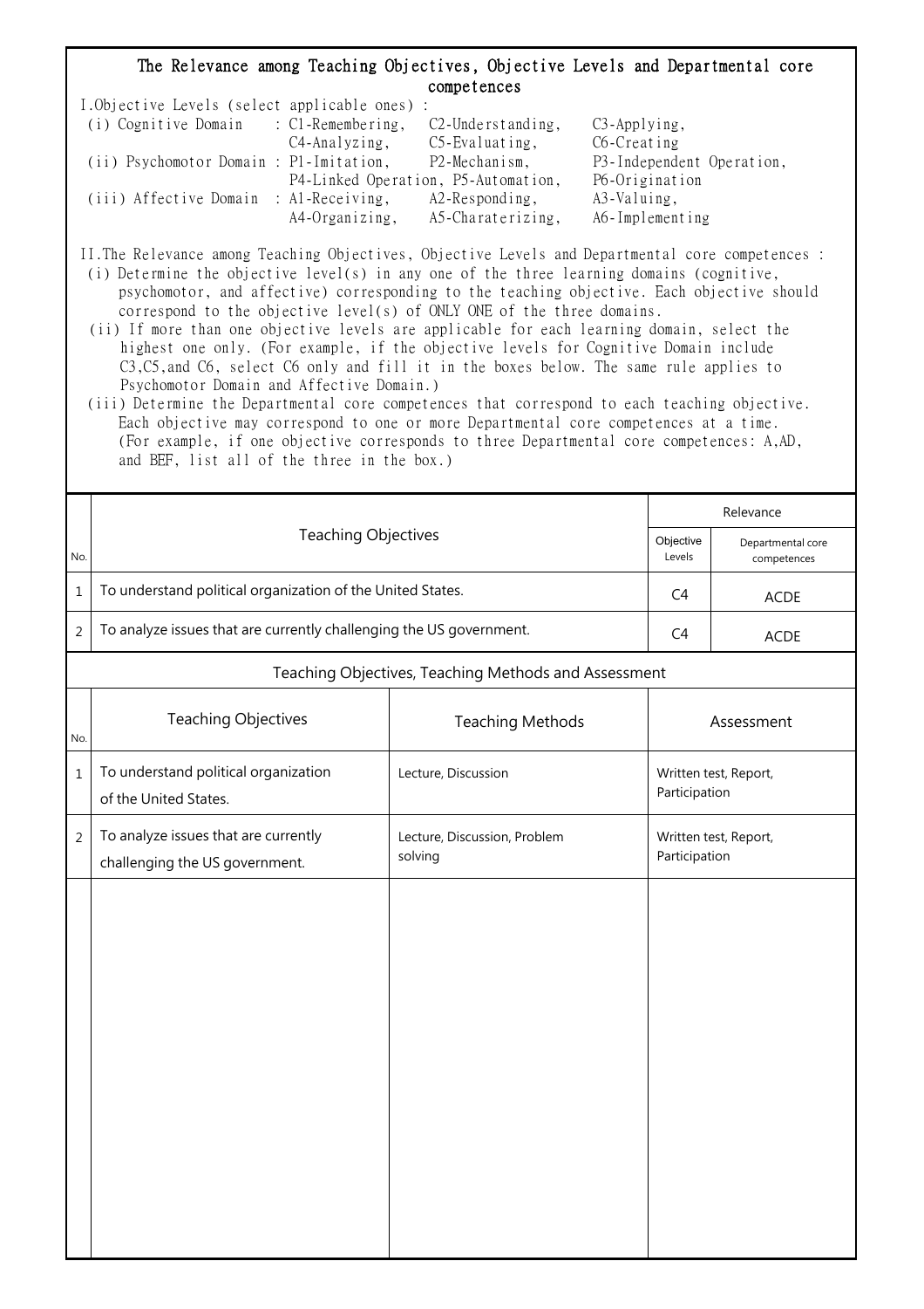## The Relevance among Teaching Objectives, Objective Levels and Departmental core competences

I.Objective Levels (select applicable ones) :

(i) Cognitive Domain : C1-Remembering, C2-Understanding, C3-Applying, C4-Analyzing, C5-Evaluating, C6-Creating

(ii) Psychomotor Domain : P1-Imitation, P2-Mechanism, P3-Independent Operation, P4-Linked Operation, P5-Automation, P6-Origination

(iii) Affective Domain : A1-Receiving, A2-Responding, A3-Valuing, A4-Organizing, A5-Charaterizing, A6-Implementing

II.The Relevance among Teaching Objectives, Objective Levels and Departmental core competences :

(i) Determine the objective level(s) in any one of the three learning domains (cognitive, psychomotor, and affective) corresponding to the teaching objective. Each objective should correspond to the objective level(s) of ONLY ONE of the three domains.

(ii) If more than one objective levels are applicable for each learning domain, select the highest one only. (For example, if the objective levels for Cognitive Domain include C3,C5,and C6, select C6 only and fill it in the boxes below. The same rule applies to Psychomotor Domain and Affective Domain.)

(iii) Determine the Departmental core competences that correspond to each teaching objective. Each objective may correspond to one or more Departmental core competences at a time. (For example, if one objective corresponds to three Departmental core competences: A,AD, and BEF, list all of the three in the box.)

| No. | Teaching Objectives | Relevance | |
|---|---|---|---|
| | | Objective Levels | Departmental core competences |
| 1 | To understand political organization of the United States. | C4 | ACDE |
| 2 | To analyze issues that are currently challenging the US government. | C4 | ACDE |

### Teaching Objectives, Teaching Methods and Assessment

| No. | Teaching Objectives | Teaching Methods | Assessment |
|---|---|---|---|
| 1 | To understand political organization of the United States. | Lecture, Discussion | Written test, Report, Participation |
| 2 | To analyze issues that are currently challenging the US government. | Lecture, Discussion, Problem solving | Written test, Report, Participation |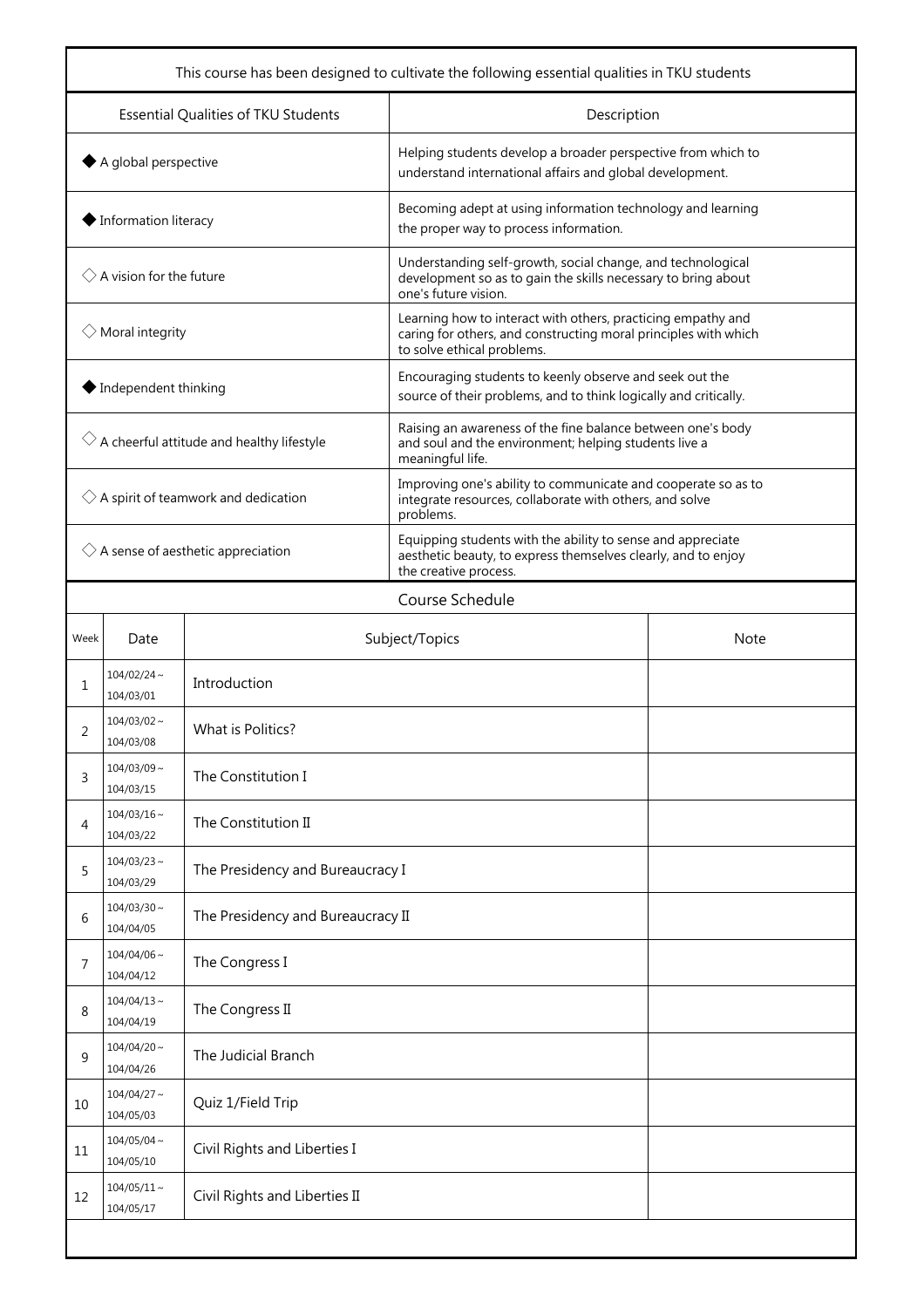| This course has been designed to cultivate the following essential qualities in TKU students | |
|---|---|
| Essential Qualities of TKU Students | Description |
| ◆ A global perspective | Helping students develop a broader perspective from which to understand international affairs and global development. |
| ◆ Information literacy | Becoming adept at using information technology and learning the proper way to process information. |
| ◇ A vision for the future | Understanding self-growth, social change, and technological development so as to gain the skills necessary to bring about one's future vision. |
| ◇ Moral integrity | Learning how to interact with others, practicing empathy and caring for others, and constructing moral principles with which to solve ethical problems. |
| ◆ Independent thinking | Encouraging students to keenly observe and seek out the source of their problems, and to think logically and critically. |
| ◇ A cheerful attitude and healthy lifestyle | Raising an awareness of the fine balance between one's body and soul and the environment; helping students live a meaningful life. |
| ◇ A spirit of teamwork and dedication | Improving one's ability to communicate and cooperate so as to integrate resources, collaborate with others, and solve problems. |
| ◇ A sense of aesthetic appreciation | Equipping students with the ability to sense and appreciate aesthetic beauty, to express themselves clearly, and to enjoy the creative process. |

## Course Schedule

| Week | Date | Subject/Topics | Note |
|---|---|---|---|
| 1 | 104/02/24 ~ 104/03/01 | Introduction | |
| 2 | 104/03/02 ~ 104/03/08 | What is Politics? | |
| 3 | 104/03/09 ~ 104/03/15 | The Constitution I | |
| 4 | 104/03/16 ~ 104/03/22 | The Constitution II | |
| 5 | 104/03/23 ~ 104/03/29 | The Presidency and Bureaucracy I | |
| 6 | 104/03/30 ~ 104/04/05 | The Presidency and Bureaucracy II | |
| 7 | 104/04/06 ~ 104/04/12 | The Congress I | |
| 8 | 104/04/13 ~ 104/04/19 | The Congress II | |
| 9 | 104/04/20 ~ 104/04/26 | The Judicial Branch | |
| 10 | 104/04/27 ~ 104/05/03 | Quiz 1/Field Trip | |
| 11 | 104/05/04 ~ 104/05/10 | Civil Rights and Liberties I | |
| 12 | 104/05/11 ~ 104/05/17 | Civil Rights and Liberties II | |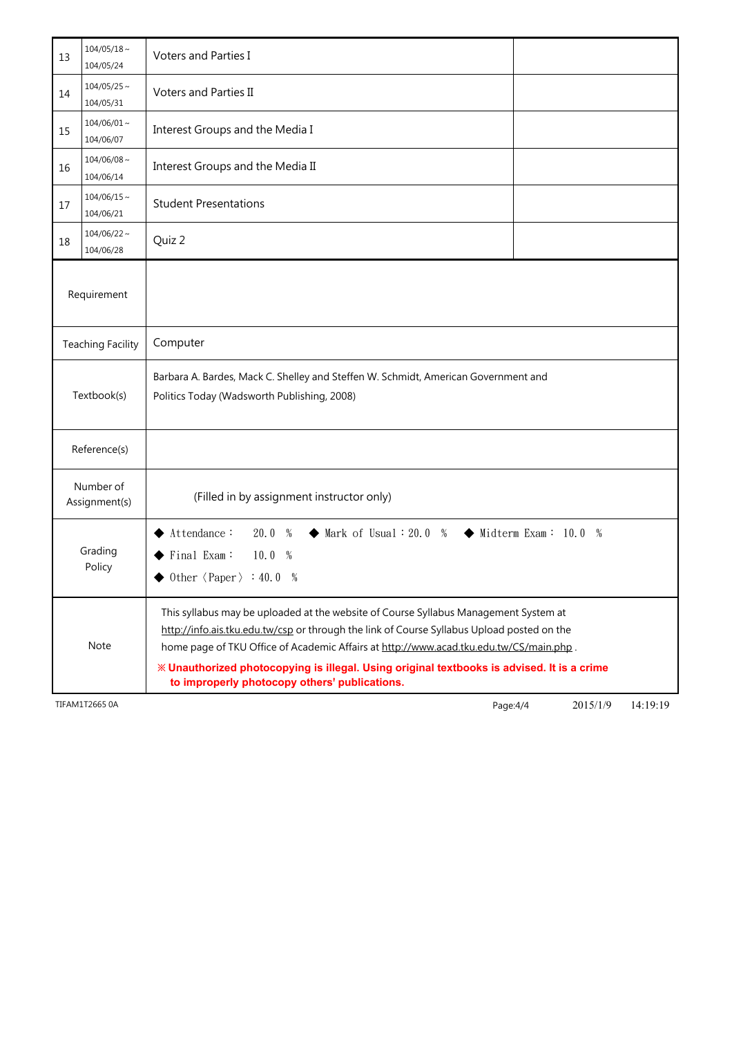| | | | |
|---|---|---|---|
| 13 | 104/05/18～<br>104/05/24 | Voters and Parties I | |
| 14 | 104/05/25～<br>104/05/31 | Voters and Parties II | |
| 15 | 104/06/01～<br>104/06/07 | Interest Groups and the Media I | |
| 16 | 104/06/08～<br>104/06/14 | Interest Groups and the Media II | |
| 17 | 104/06/15～<br>104/06/21 | Student Presentations | |
| 18 | 104/06/22～<br>104/06/28 | Quiz 2 | |

| | |
|---|---|
| Requirement | |
| Teaching Facility | Computer |
| Textbook(s) | Barbara A. Bardes, Mack C. Shelley and Steffen W. Schmidt, American Government and Politics Today (Wadsworth Publishing, 2008) |
| Reference(s) | |
| Number of Assignment(s) | (Filled in by assignment instructor only) |
| Grading Policy | ◆ Attendance： 20.0 % ◆ Mark of Usual：20.0 % ◆ Midterm Exam： 10.0 %<br>◆ Final Exam： 10.0 %<br>◆ Other〈Paper〉：40.0 % |
| Note | This syllabus may be uploaded at the website of Course Syllabus Management System at http://info.ais.tku.edu.tw/csp or through the link of Course Syllabus Upload posted on the home page of TKU Office of Academic Affairs at http://www.acad.tku.edu.tw/CS/main.php .<br>**※ Unauthorized photocopying is illegal. Using original textbooks is advised. It is a crime to improperly photocopy others' publications.** |

TIFAM1T2665 0A 2015/1/9 14:19:19